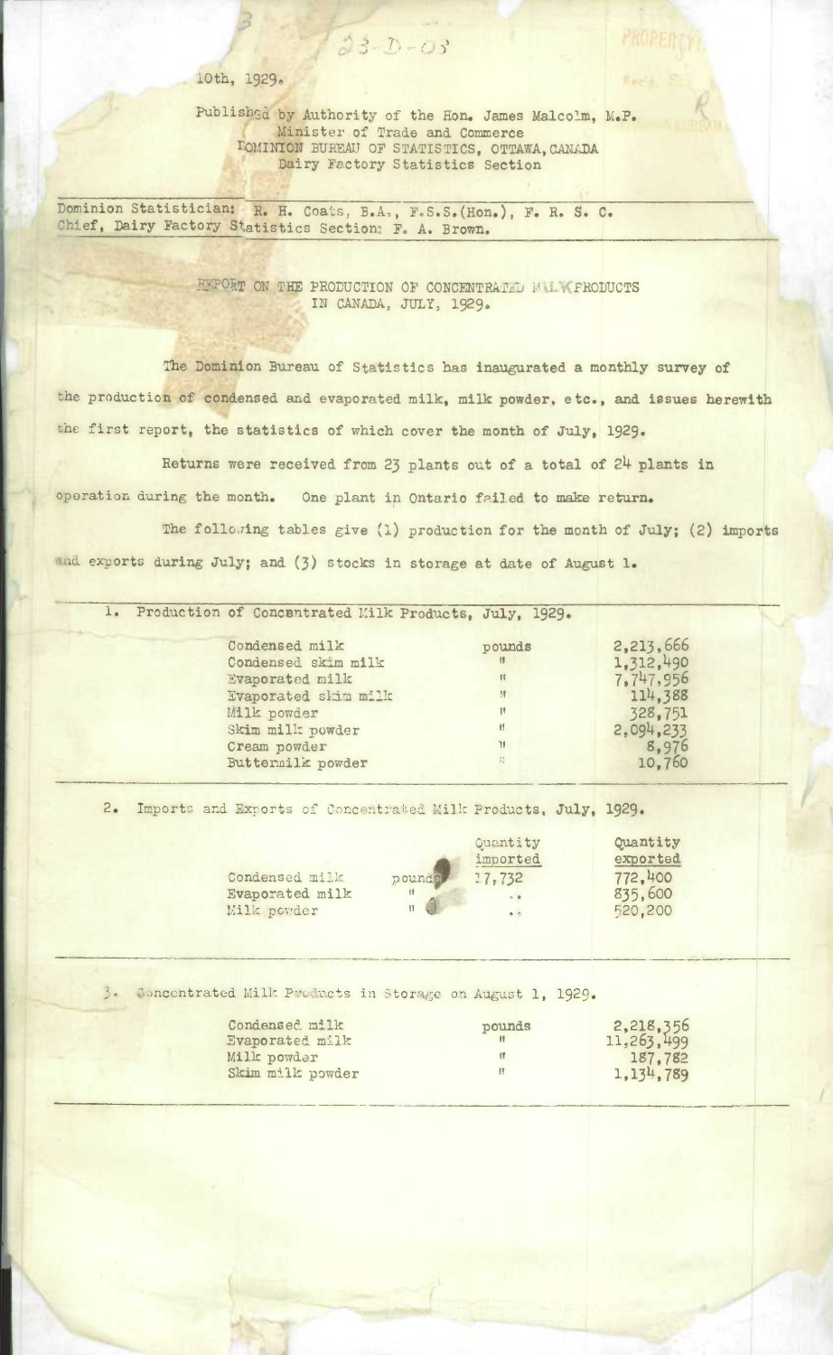10th, 1929.

Published by Authority of the Hon. James Malcolm, M.P.
Minister of Trade and Commerce
DOMINION BUREAU OF STATISTICS, OTTAWA, CANADA
Dairy Factory Statistics Section

Dominion Statistician: R. H. Coats, B.A., F.S.S.(Hon.), F. R. S. C.
Chief, Dairy Factory Statistics Section: F. A. Brown.

# REPORT ON THE PRODUCTION OF CONCENTRATED MILK PRODUCTS IN CANADA, JULY, 1929.

The Dominion Bureau of Statistics has inaugurated a monthly survey of the production of condensed and evaporated milk, milk powder, etc., and issues herewith the first report, the statistics of which cover the month of July, 1929.

Returns were received from 23 plants out of a total of 24 plants in operation during the month. One plant in Ontario failed to make return.

The following tables give (1) production for the month of July; (2) imports and exports during July; and (3) stocks in storage at date of August 1.

## 1. Production of Concentrated Milk Products, July, 1929.

| Product | Unit | Quantity |
|---|---|---|
| Condensed milk | pounds | 2,213,666 |
| Condensed skim milk | " | 1,312,490 |
| Evaporated milk | " | 7,747,956 |
| Evaporated skim milk | " | 114,388 |
| Milk powder | " | 328,751 |
| Skim milk powder | " | 2,094,233 |
| Cream powder | " | 8,976 |
| Buttermilk powder | " | 10,760 |

## 2. Imports and Exports of Concentrated Milk Products, July, 1929.

| Product | Unit | Quantity imported | Quantity exported |
|---|---|---|---|
| Condensed milk | pounds | 17,732 | 772,400 |
| Evaporated milk | " | .. | 835,600 |
| Milk powder | " | .. | 520,200 |

## 3. Concentrated Milk Products in Storage on August 1, 1929.

| Product | Unit | Quantity |
|---|---|---|
| Condensed milk | pounds | 2,218,356 |
| Evaporated milk | " | 11,263,499 |
| Milk powder | " | 187,782 |
| Skim milk powder | " | 1,134,789 |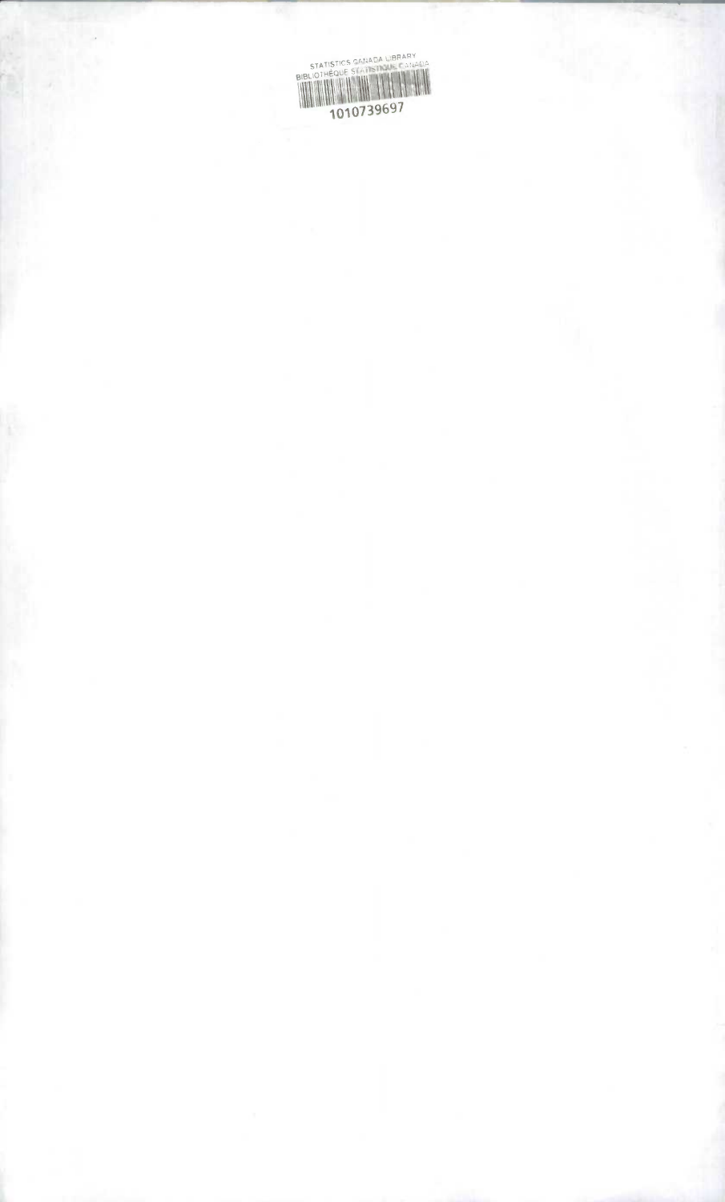STATISTICS CANADA LIBRARY
BIBLIOTHÈQUE STATISTIQUE CANADA

1010739697